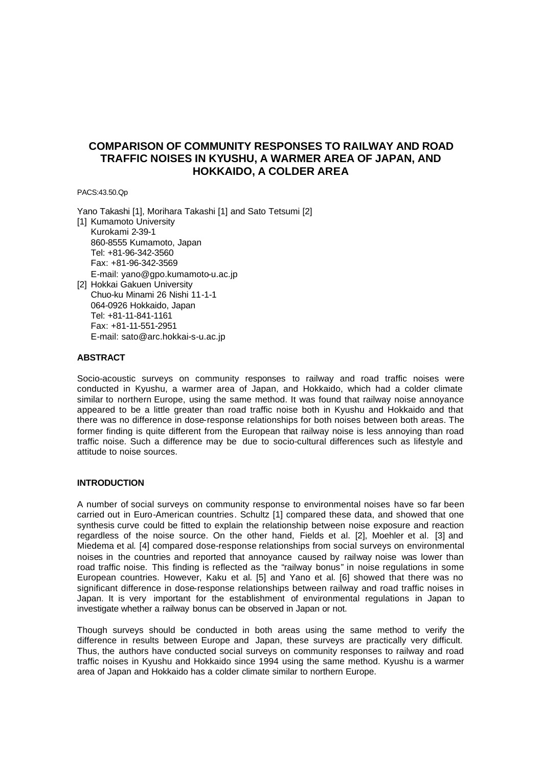# COMPARISON OF COMMUNITY RESPONSES TO RAILWAY AND ROAD TRAFFIC NOISES IN KYUSHU, A WARMER AREA OF JAPAN, AND HOKKAIDO, A COLDER AREA

PACS:43.50.Qp

Yano Takashi [1], Morihara Takashi [1] and Sato Tetsumi [2]

[1] Kumamoto University
Kurokami 2-39-1
860-8555 Kumamoto, Japan
Tel: +81-96-342-3560
Fax: +81-96-342-3569
E-mail: yano@gpo.kumamoto-u.ac.jp

[2] Hokkai Gakuen University
Chuo-ku Minami 26 Nishi 11-1-1
064-0926 Hokkaido, Japan
Tel: +81-11-841-1161
Fax: +81-11-551-2951
E-mail: sato@arc.hokkai-s-u.ac.jp

## ABSTRACT

Socio-acoustic surveys on community responses to railway and road traffic noises were conducted in Kyushu, a warmer area of Japan, and Hokkaido, which had a colder climate similar to northern Europe, using the same method. It was found that railway noise annoyance appeared to be a little greater than road traffic noise both in Kyushu and Hokkaido and that there was no difference in dose-response relationships for both noises between both areas. The former finding is quite different from the European that railway noise is less annoying than road traffic noise. Such a difference may be due to socio-cultural differences such as lifestyle and attitude to noise sources.

## INTRODUCTION

A number of social surveys on community response to environmental noises have so far been carried out in Euro-American countries. Schultz [1] compared these data, and showed that one synthesis curve could be fitted to explain the relationship between noise exposure and reaction regardless of the noise source. On the other hand, Fields et al. [2], Moehler et al. [3] and Miedema et al. [4] compared dose-response relationships from social surveys on environmental noises in the countries and reported that annoyance caused by railway noise was lower than road traffic noise. This finding is reflected as the "railway bonus" in noise regulations in some European countries. However, Kaku et al. [5] and Yano et al. [6] showed that there was no significant difference in dose-response relationships between railway and road traffic noises in Japan. It is very important for the establishment of environmental regulations in Japan to investigate whether a railway bonus can be observed in Japan or not.

Though surveys should be conducted in both areas using the same method to verify the difference in results between Europe and Japan, these surveys are practically very difficult. Thus, the authors have conducted social surveys on community responses to railway and road traffic noises in Kyushu and Hokkaido since 1994 using the same method. Kyushu is a warmer area of Japan and Hokkaido has a colder climate similar to northern Europe.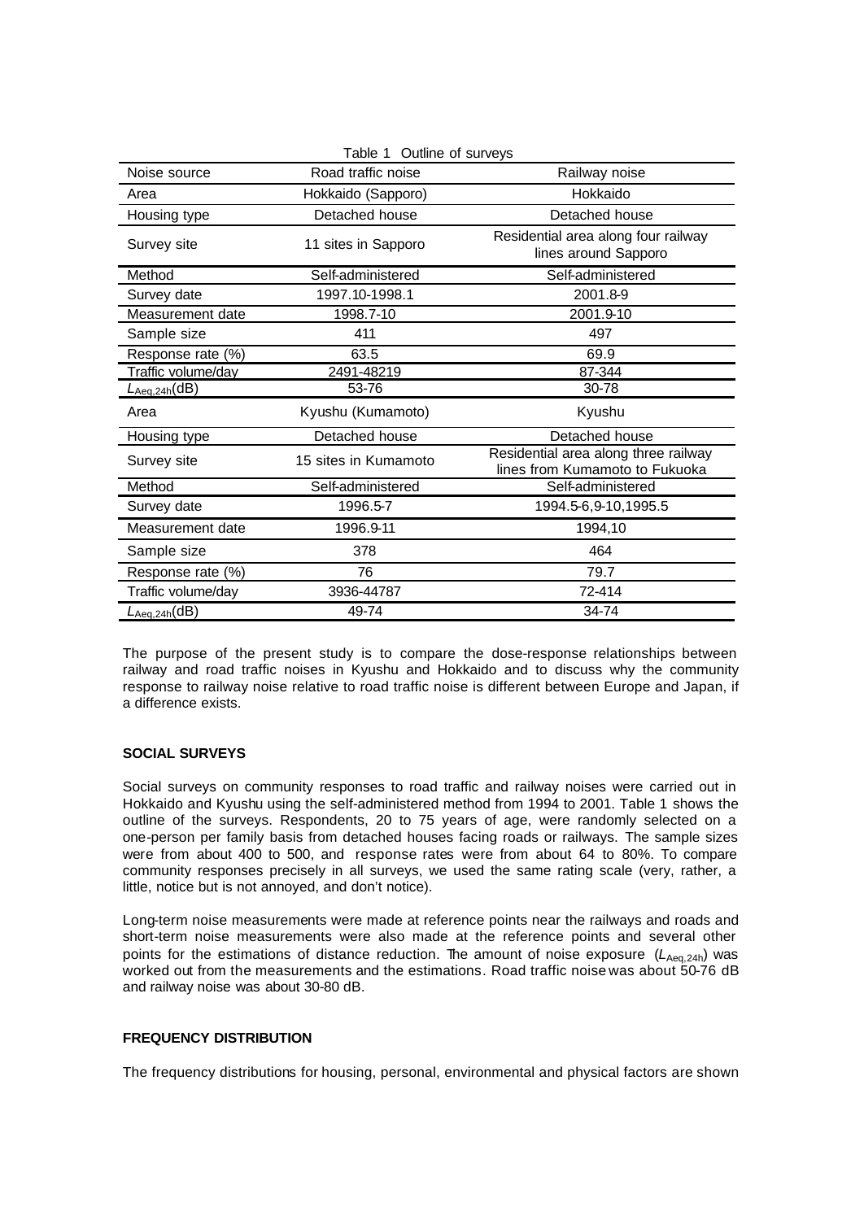Table 1 Outline of surveys

| Noise source | Road traffic noise | Railway noise |
|---|---|---|
| Area | Hokkaido (Sapporo) | Hokkaido |
| Housing type | Detached house | Detached house |
| Survey site | 11 sites in Sapporo | Residential area along four railway lines around Sapporo |
| Method | Self-administered | Self-administered |
| Survey date | 1997.10-1998.1 | 2001.8-9 |
| Measurement date | 1998.7-10 | 2001.9-10 |
| Sample size | 411 | 497 |
| Response rate (%) | 63.5 | 69.9 |
| Traffic volume/day | 2491-48219 | 87-344 |
| $L_{Aeq,24h}$(dB) | 53-76 | 30-78 |
| Area | Kyushu (Kumamoto) | Kyushu |
| Housing type | Detached house | Detached house |
| Survey site | 15 sites in Kumamoto | Residential area along three railway lines from Kumamoto to Fukuoka |
| Method | Self-administered | Self-administered |
| Survey date | 1996.5-7 | 1994.5-6,9-10,1995.5 |
| Measurement date | 1996.9-11 | 1994,10 |
| Sample size | 378 | 464 |
| Response rate (%) | 76 | 79.7 |
| Traffic volume/day | 3936-44787 | 72-414 |
| $L_{Aeq,24h}$(dB) | 49-74 | 34-74 |

The purpose of the present study is to compare the dose-response relationships between railway and road traffic noises in Kyushu and Hokkaido and to discuss why the community response to railway noise relative to road traffic noise is different between Europe and Japan, if a difference exists.

## SOCIAL SURVEYS

Social surveys on community responses to road traffic and railway noises were carried out in Hokkaido and Kyushu using the self-administered method from 1994 to 2001. Table 1 shows the outline of the surveys. Respondents, 20 to 75 years of age, were randomly selected on a one-person per family basis from detached houses facing roads or railways. The sample sizes were from about 400 to 500, and response rates were from about 64 to 80%. To compare community responses precisely in all surveys, we used the same rating scale (very, rather, a little, notice but is not annoyed, and don't notice).

Long-term noise measurements were made at reference points near the railways and roads and short-term noise measurements were also made at the reference points and several other points for the estimations of distance reduction. The amount of noise exposure ($L_{Aeq,24h}$) was worked out from the measurements and the estimations. Road traffic noise was about 50-76 dB and railway noise was about 30-80 dB.

## FREQUENCY DISTRIBUTION

The frequency distributions for housing, personal, environmental and physical factors are shown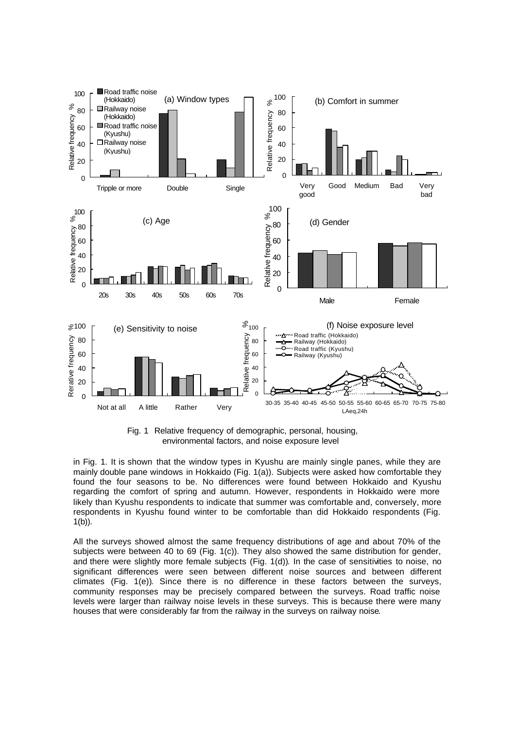Fig. 1 Relative frequency of demographic, personal, housing, environmental factors, and noise exposure level

in Fig. 1. It is shown that the window types in Kyushu are mainly single panes, while they are mainly double pane windows in Hokkaido (Fig. 1(a)). Subjects were asked how comfortable they found the four seasons to be. No differences were found between Hokkaido and Kyushu regarding the comfort of spring and autumn. However, respondents in Hokkaido were more likely than Kyushu respondents to indicate that summer was comfortable and, conversely, more respondents in Kyushu found winter to be comfortable than did Hokkaido respondents (Fig. 1(b)).

All the surveys showed almost the same frequency distributions of age and about 70% of the subjects were between 40 to 69 (Fig. 1(c)). They also showed the same distribution for gender, and there were slightly more female subjects (Fig. 1(d)). In the case of sensitivities to noise, no significant differences were seen between different noise sources and between different climates (Fig. 1(e)). Since there is no difference in these factors between the surveys, community responses may be precisely compared between the surveys. Road traffic noise levels were larger than railway noise levels in these surveys. This is because there were many houses that were considerably far from the railway in the surveys on railway noise.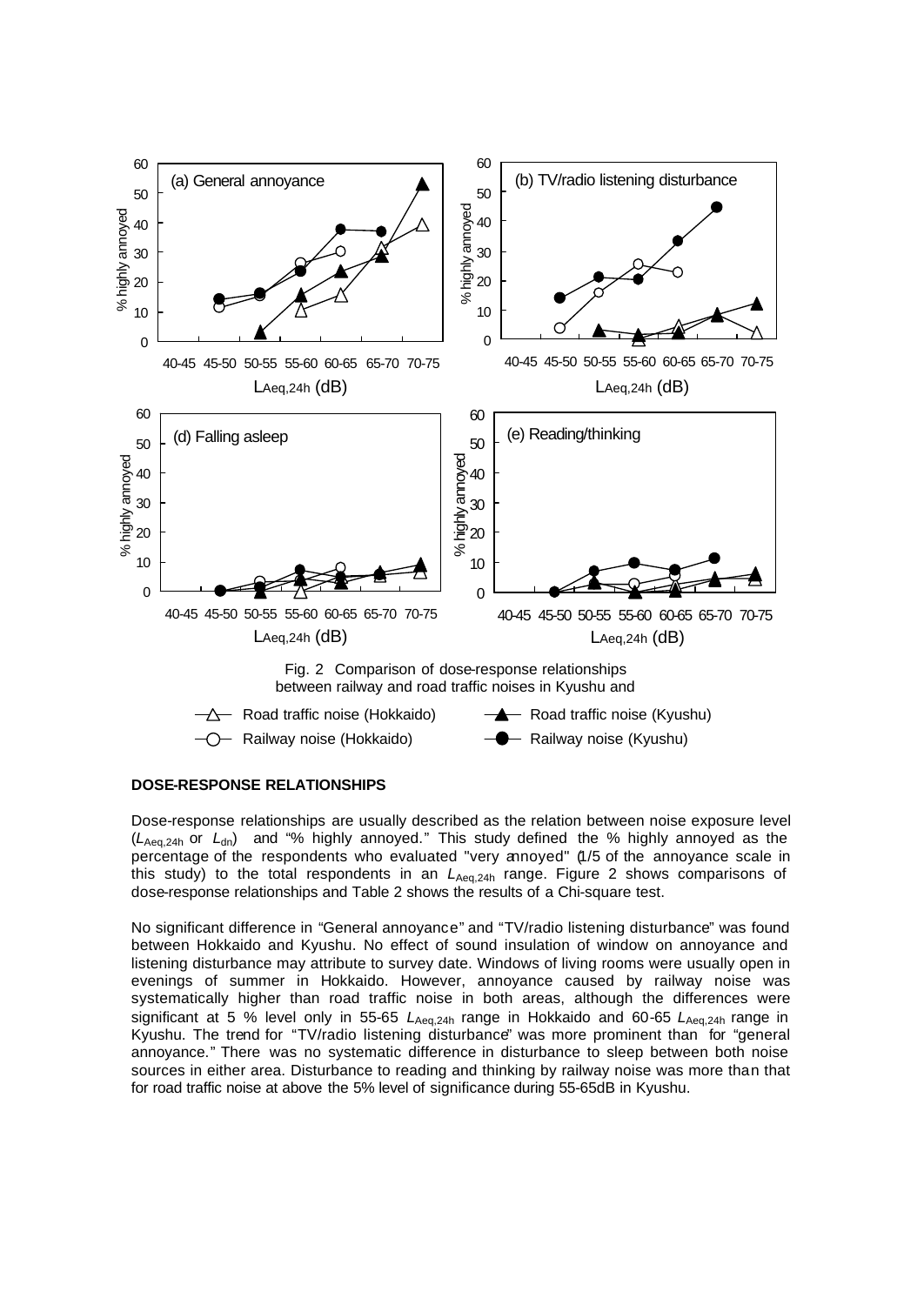Fig. 2 Comparison of dose-response relationships between railway and road traffic noises in Kyushu and

Road traffic noise (Hokkaido) — Road traffic noise (Kyushu)

Railway noise (Hokkaido) — Railway noise (Kyushu)

**DOSE-RESPONSE RELATIONSHIPS**

Dose-response relationships are usually described as the relation between noise exposure level ($L_{Aeq,24h}$ or $L_{dn}$) and "% highly annoyed." This study defined the % highly annoyed as the percentage of the respondents who evaluated "very annoyed" (1/5 of the annoyance scale in this study) to the total respondents in an $L_{Aeq,24h}$ range. Figure 2 shows comparisons of dose-response relationships and Table 2 shows the results of a Chi-square test.

No significant difference in "General annoyance" and "TV/radio listening disturbance" was found between Hokkaido and Kyushu. No effect of sound insulation of window on annoyance and listening disturbance may attribute to survey date. Windows of living rooms were usually open in evenings of summer in Hokkaido. However, annoyance caused by railway noise was systematically higher than road traffic noise in both areas, although the differences were significant at 5 % level only in 55-65 $L_{Aeq,24h}$ range in Hokkaido and 60-65 $L_{Aeq,24h}$ range in Kyushu. The trend for "TV/radio listening disturbance" was more prominent than for "general annoyance." There was no systematic difference in disturbance to sleep between both noise sources in either area. Disturbance to reading and thinking by railway noise was more than that for road traffic noise at above the 5% level of significance during 55-65dB in Kyushu.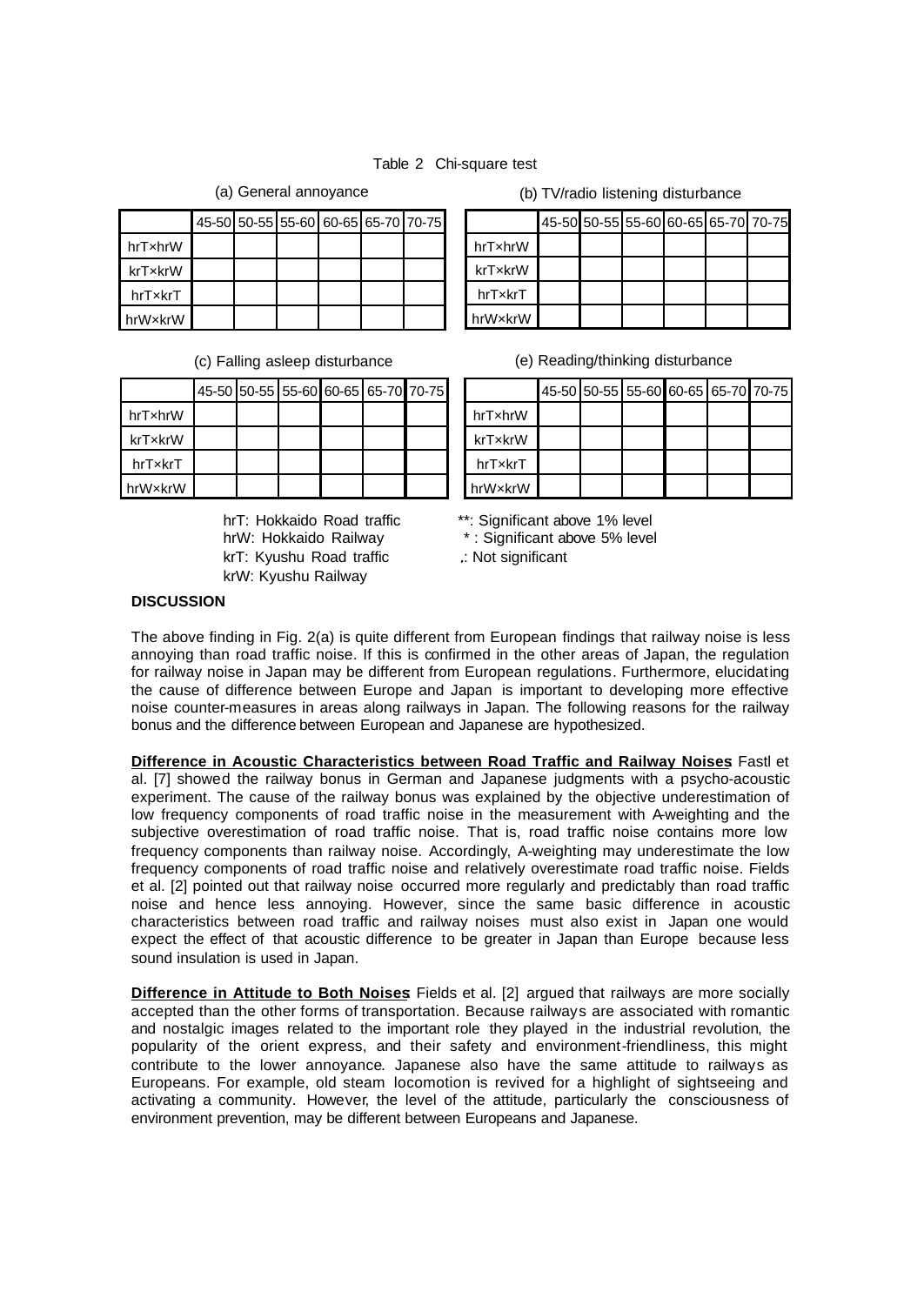Table 2 Chi-square test

(a) General annoyance

| | 45-50 | 50-55 | 55-60 | 60-65 | 65-70 | 70-75 |
|---|---|---|---|---|---|---|
| hrT×hrW | | | | | | |
| krT×krW | | | | | | |
| hrT×krT | | | | | | |
| hrW×krW | | | | | | |

(b) TV/radio listening disturbance

| | 45-50 | 50-55 | 55-60 | 60-65 | 65-70 | 70-75 |
|---|---|---|---|---|---|---|
| hrT×hrW | | | | | | |
| krT×krW | | | | | | |
| hrT×krT | | | | | | |
| hrW×krW | | | | | | |

(c) Falling asleep disturbance

| | 45-50 | 50-55 | 55-60 | 60-65 | 65-70 | 70-75 |
|---|---|---|---|---|---|---|
| hrT×hrW | | | | | | |
| krT×krW | | | | | | |
| hrT×krT | | | | | | |
| hrW×krW | | | | | | |

(e) Reading/thinking disturbance

| | 45-50 | 50-55 | 55-60 | 60-65 | 65-70 | 70-75 |
|---|---|---|---|---|---|---|
| hrT×hrW | | | | | | |
| krT×krW | | | | | | |
| hrT×krT | | | | | | |
| hrW×krW | | | | | | |

hrT: Hokkaido Road traffic
hrW: Hokkaido Railway
krT: Kyushu Road traffic
krW: Kyushu Railway

**: Significant above 1% level
* : Significant above 5% level
.: Not significant

## DISCUSSION

The above finding in Fig. 2(a) is quite different from European findings that railway noise is less annoying than road traffic noise. If this is confirmed in the other areas of Japan, the regulation for railway noise in Japan may be different from European regulations. Furthermore, elucidating the cause of difference between Europe and Japan is important to developing more effective noise counter-measures in areas along railways in Japan. The following reasons for the railway bonus and the difference between European and Japanese are hypothesized.

**Difference in Acoustic Characteristics between Road Traffic and Railway Noises** Fastl et al. [7] showed the railway bonus in German and Japanese judgments with a psycho-acoustic experiment. The cause of the railway bonus was explained by the objective underestimation of low frequency components of road traffic noise in the measurement with A-weighting and the subjective overestimation of road traffic noise. That is, road traffic noise contains more low frequency components than railway noise. Accordingly, A-weighting may underestimate the low frequency components of road traffic noise and relatively overestimate road traffic noise. Fields et al. [2] pointed out that railway noise occurred more regularly and predictably than road traffic noise and hence less annoying. However, since the same basic difference in acoustic characteristics between road traffic and railway noises must also exist in Japan one would expect the effect of that acoustic difference to be greater in Japan than Europe because less sound insulation is used in Japan.

**Difference in Attitude to Both Noises** Fields et al. [2] argued that railways are more socially accepted than the other forms of transportation. Because railways are associated with romantic and nostalgic images related to the important role they played in the industrial revolution, the popularity of the orient express, and their safety and environment-friendliness, this might contribute to the lower annoyance. Japanese also have the same attitude to railways as Europeans. For example, old steam locomotion is revived for a highlight of sightseeing and activating a community. However, the level of the attitude, particularly the consciousness of environment prevention, may be different between Europeans and Japanese.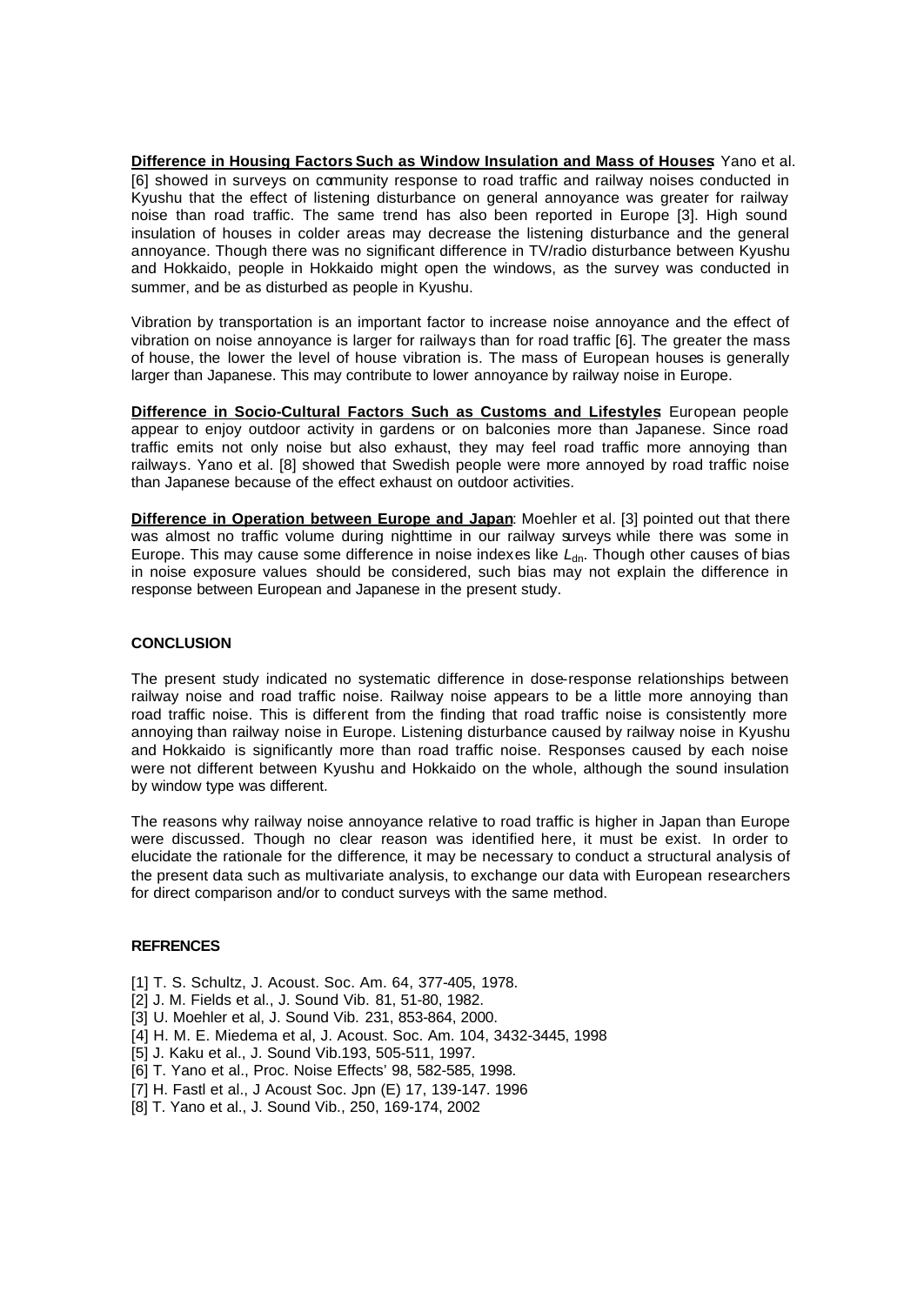**Difference in Housing Factors Such as Window Insulation and Mass of Houses**: Yano et al. [6] showed in surveys on community response to road traffic and railway noises conducted in Kyushu that the effect of listening disturbance on general annoyance was greater for railway noise than road traffic. The same trend has also been reported in Europe [3]. High sound insulation of houses in colder areas may decrease the listening disturbance and the general annoyance. Though there was no significant difference in TV/radio disturbance between Kyushu and Hokkaido, people in Hokkaido might open the windows, as the survey was conducted in summer, and be as disturbed as people in Kyushu.

Vibration by transportation is an important factor to increase noise annoyance and the effect of vibration on noise annoyance is larger for railways than for road traffic [6]. The greater the mass of house, the lower the level of house vibration is. The mass of European houses is generally larger than Japanese. This may contribute to lower annoyance by railway noise in Europe.

**Difference in Socio-Cultural Factors Such as Customs and Lifestyles**: European people appear to enjoy outdoor activity in gardens or on balconies more than Japanese. Since road traffic emits not only noise but also exhaust, they may feel road traffic more annoying than railways. Yano et al. [8] showed that Swedish people were more annoyed by road traffic noise than Japanese because of the effect exhaust on outdoor activities.

**Difference in Operation between Europe and Japan**: Moehler et al. [3] pointed out that there was almost no traffic volume during nighttime in our railway surveys while there was some in Europe. This may cause some difference in noise indexes like $L_{dn}$. Though other causes of bias in noise exposure values should be considered, such bias may not explain the difference in response between European and Japanese in the present study.

### CONCLUSION

The present study indicated no systematic difference in dose-response relationships between railway noise and road traffic noise. Railway noise appears to be a little more annoying than road traffic noise. This is different from the finding that road traffic noise is consistently more annoying than railway noise in Europe. Listening disturbance caused by railway noise in Kyushu and Hokkaido is significantly more than road traffic noise. Responses caused by each noise were not different between Kyushu and Hokkaido on the whole, although the sound insulation by window type was different.

The reasons why railway noise annoyance relative to road traffic is higher in Japan than Europe were discussed. Though no clear reason was identified here, it must be exist. In order to elucidate the rationale for the difference, it may be necessary to conduct a structural analysis of the present data such as multivariate analysis, to exchange our data with European researchers for direct comparison and/or to conduct surveys with the same method.

### REFRENCES

[1] T. S. Schultz, J. Acoust. Soc. Am. 64, 377-405, 1978.
[2] J. M. Fields et al., J. Sound Vib. 81, 51-80, 1982.
[3] U. Moehler et al, J. Sound Vib. 231, 853-864, 2000.
[4] H. M. E. Miedema et al, J. Acoust. Soc. Am. 104, 3432-3445, 1998
[5] J. Kaku et al., J. Sound Vib.193, 505-511, 1997.
[6] T. Yano et al., Proc. Noise Effects' 98, 582-585, 1998.
[7] H. Fastl et al., J Acoust Soc. Jpn (E) 17, 139-147. 1996
[8] T. Yano et al., J. Sound Vib., 250, 169-174, 2002